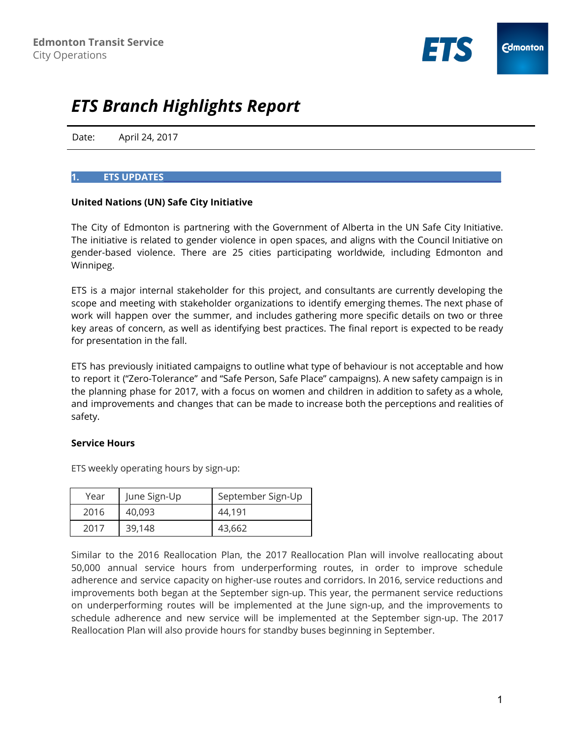Edmonton Transit Service
City Operations

# ETS Branch Highlights Report

Date: April 24, 2017

## 1. ETS UPDATES

### United Nations (UN) Safe City Initiative

The City of Edmonton is partnering with the Government of Alberta in the UN Safe City Initiative. The initiative is related to gender violence in open spaces, and aligns with the Council Initiative on gender-based violence. There are 25 cities participating worldwide, including Edmonton and Winnipeg.

ETS is a major internal stakeholder for this project, and consultants are currently developing the scope and meeting with stakeholder organizations to identify emerging themes. The next phase of work will happen over the summer, and includes gathering more specific details on two or three key areas of concern, as well as identifying best practices. The final report is expected to be ready for presentation in the fall.

ETS has previously initiated campaigns to outline what type of behaviour is not acceptable and how to report it ("Zero-Tolerance" and "Safe Person, Safe Place" campaigns). A new safety campaign is in the planning phase for 2017, with a focus on women and children in addition to safety as a whole, and improvements and changes that can be made to increase both the perceptions and realities of safety.

### Service Hours

ETS weekly operating hours by sign-up:

| Year | June Sign-Up | September Sign-Up |
|---|---|---|
| 2016 | 40,093 | 44,191 |
| 2017 | 39,148 | 43,662 |

Similar to the 2016 Reallocation Plan, the 2017 Reallocation Plan will involve reallocating about 50,000 annual service hours from underperforming routes, in order to improve schedule adherence and service capacity on higher-use routes and corridors. In 2016, service reductions and improvements both began at the September sign-up. This year, the permanent service reductions on underperforming routes will be implemented at the June sign-up, and the improvements to schedule adherence and new service will be implemented at the September sign-up. The 2017 Reallocation Plan will also provide hours for standby buses beginning in September.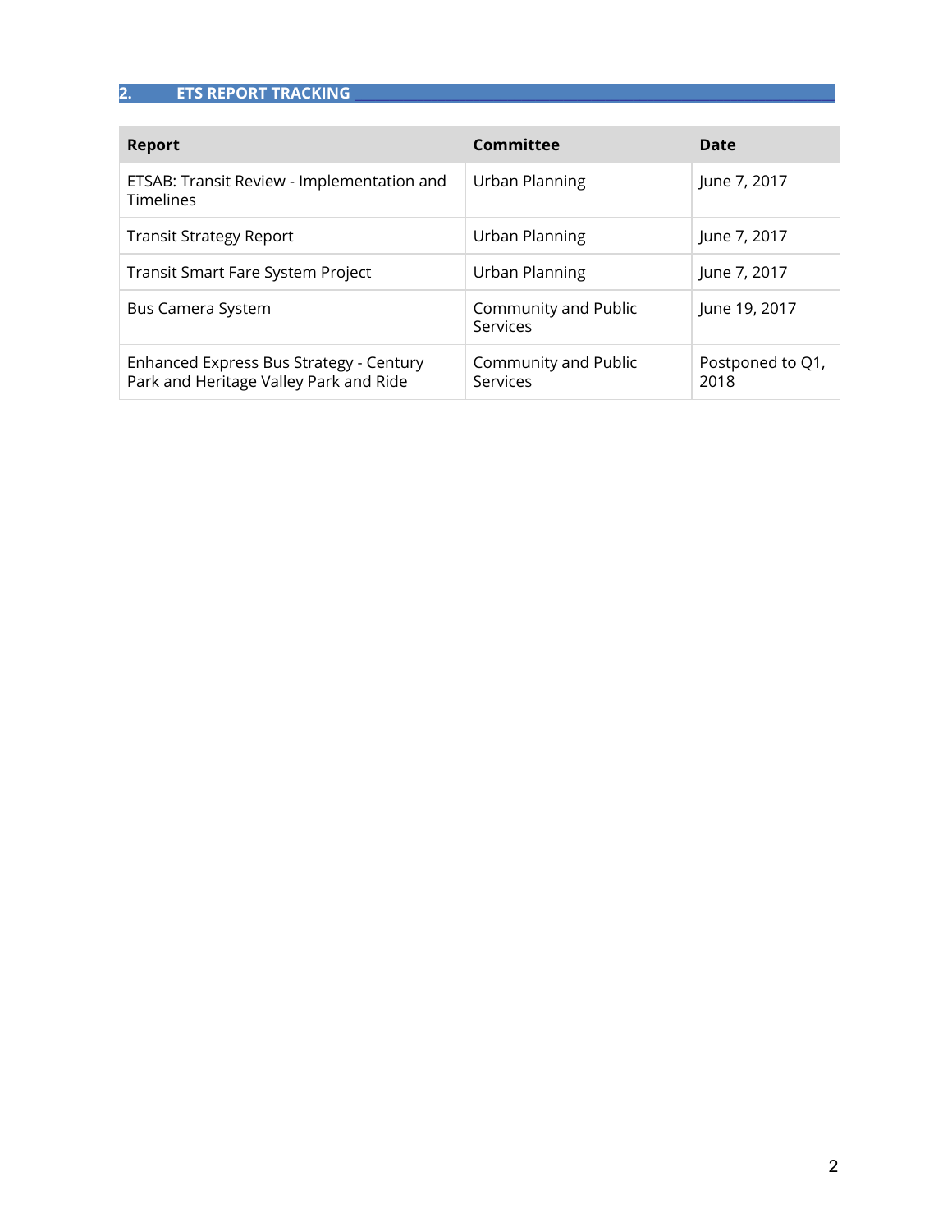## 2. ETS REPORT TRACKING

| Report | Committee | Date |
| --- | --- | --- |
| ETSAB: Transit Review - Implementation and Timelines | Urban Planning | June 7, 2017 |
| Transit Strategy Report | Urban Planning | June 7, 2017 |
| Transit Smart Fare System Project | Urban Planning | June 7, 2017 |
| Bus Camera System | Community and Public Services | June 19, 2017 |
| Enhanced Express Bus Strategy - Century Park and Heritage Valley Park and Ride | Community and Public Services | Postponed to Q1, 2018 |